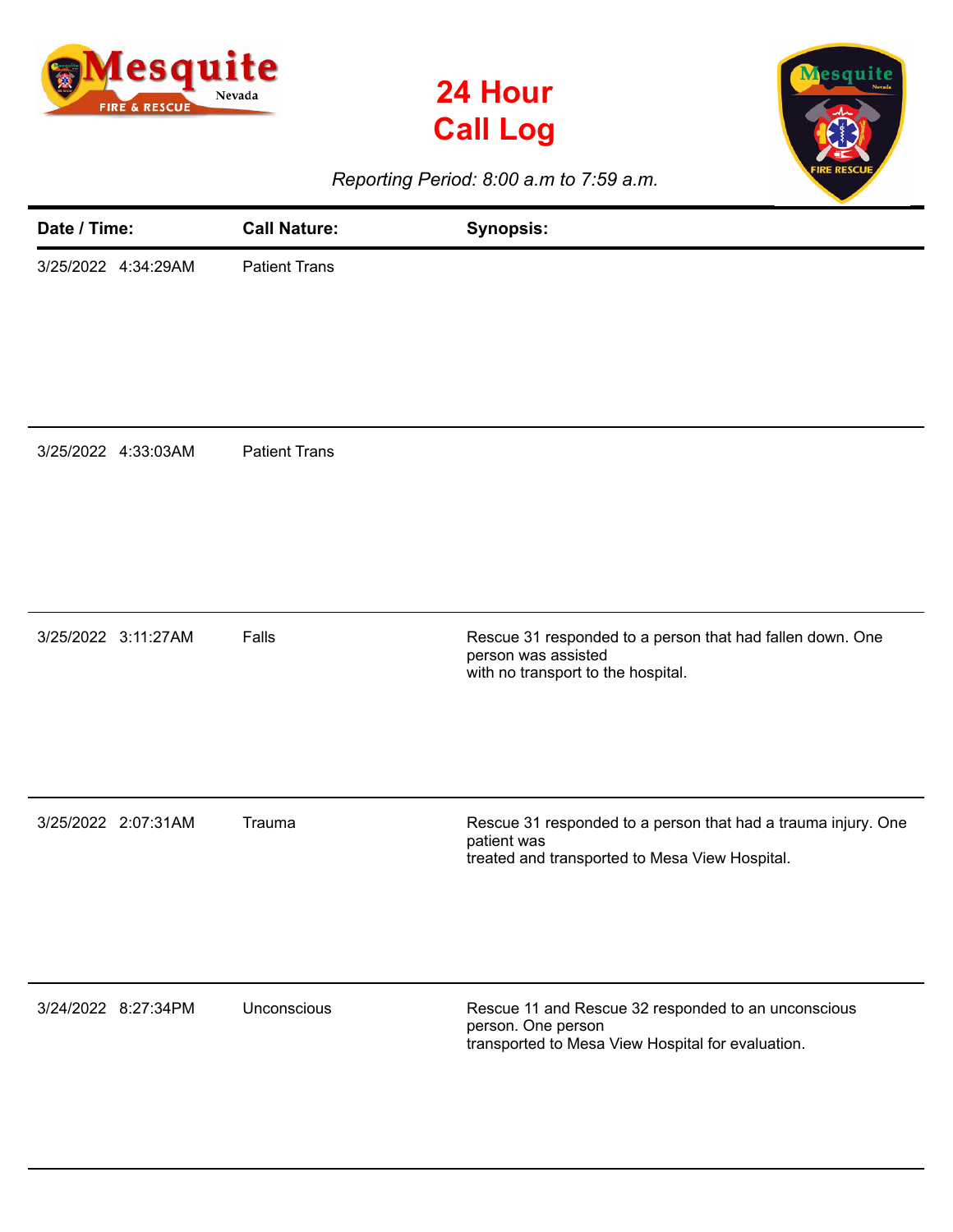# 24 Hour Call Log

*Reporting Period: 8:00 a.m to 7:59 a.m.*

| Date / Time: | Call Nature: | Synopsis: |
|---|---|---|
| 3/25/2022 4:34:29AM | Patient Trans | |
| 3/25/2022 4:33:03AM | Patient Trans | |
| 3/25/2022 3:11:27AM | Falls | Rescue 31 responded to a person that had fallen down. One person was assisted with no transport to the hospital. |
| 3/25/2022 2:07:31AM | Trauma | Rescue 31 responded to a person that had a trauma injury. One patient was treated and transported to Mesa View Hospital. |
| 3/24/2022 8:27:34PM | Unconscious | Rescue 11 and Rescue 32 responded to an unconscious person. One person transported to Mesa View Hospital for evaluation. |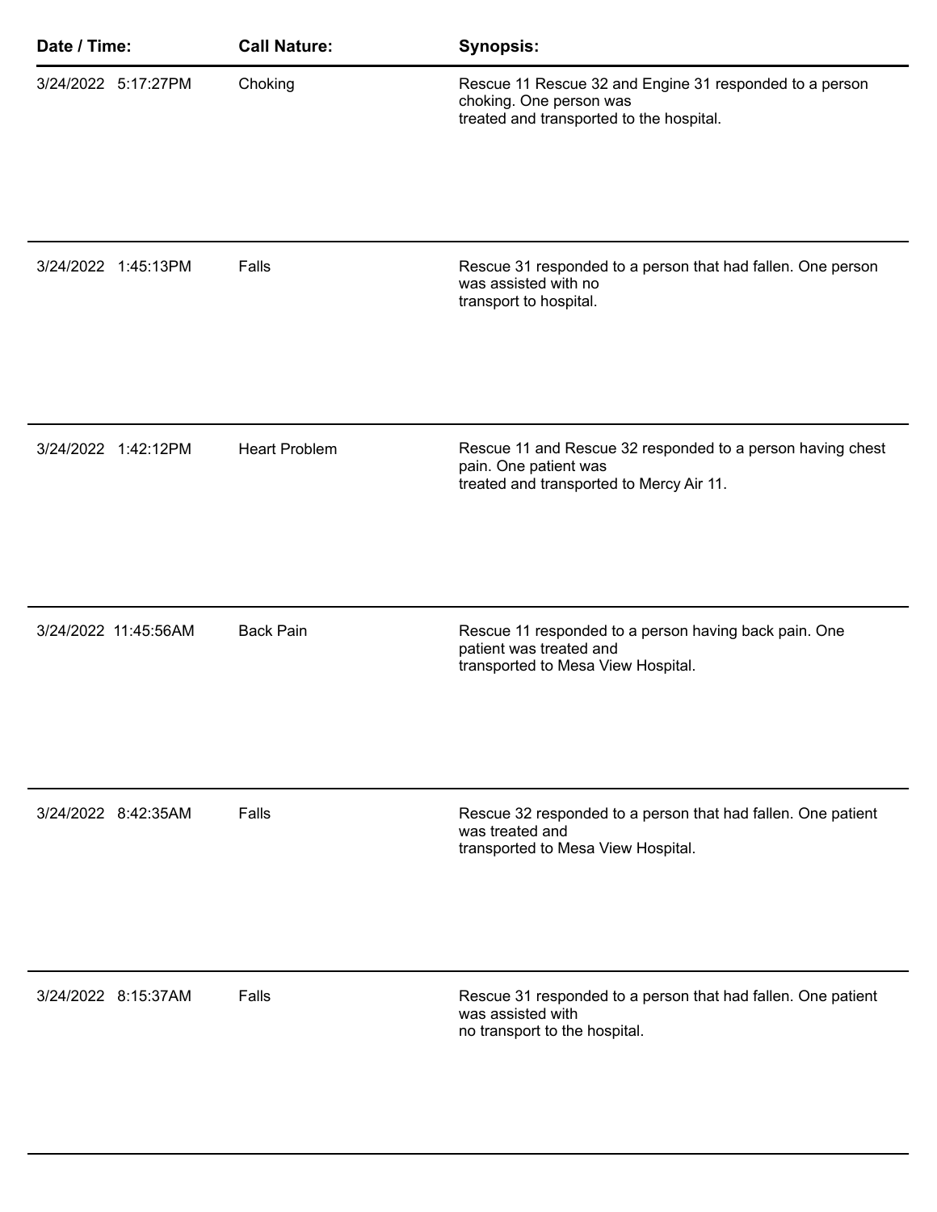| Date / Time: | Call Nature: | Synopsis: |
|---|---|---|
| 3/24/2022 5:17:27PM | Choking | Rescue 11 Rescue 32 and Engine 31 responded to a person choking. One person was treated and transported to the hospital. |
| 3/24/2022 1:45:13PM | Falls | Rescue 31 responded to a person that had fallen. One person was assisted with no transport to hospital. |
| 3/24/2022 1:42:12PM | Heart Problem | Rescue 11 and Rescue 32 responded to a person having chest pain. One patient was treated and transported to Mercy Air 11. |
| 3/24/2022 11:45:56AM | Back Pain | Rescue 11 responded to a person having back pain. One patient was treated and transported to Mesa View Hospital. |
| 3/24/2022 8:42:35AM | Falls | Rescue 32 responded to a person that had fallen. One patient was treated and transported to Mesa View Hospital. |
| 3/24/2022 8:15:37AM | Falls | Rescue 31 responded to a person that had fallen. One patient was assisted with no transport to the hospital. |